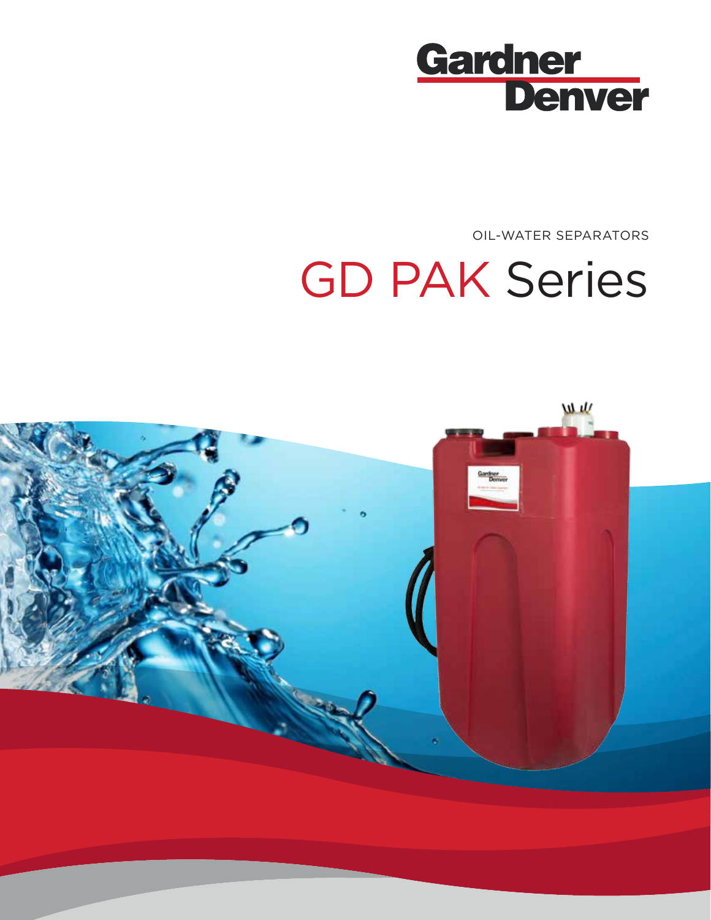Gardner Denver

OIL-WATER SEPARATORS

# GD PAK Series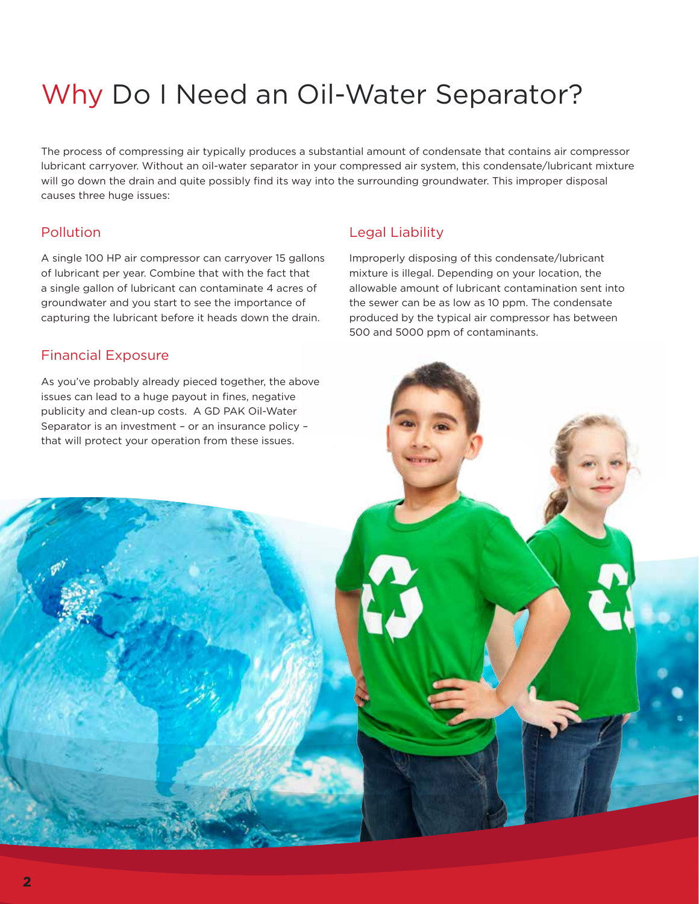# Why Do I Need an Oil-Water Separator?

The process of compressing air typically produces a substantial amount of condensate that contains air compressor lubricant carryover. Without an oil-water separator in your compressed air system, this condensate/lubricant mixture will go down the drain and quite possibly find its way into the surrounding groundwater. This improper disposal causes three huge issues:

## Pollution

A single 100 HP air compressor can carryover 15 gallons of lubricant per year. Combine that with the fact that a single gallon of lubricant can contaminate 4 acres of groundwater and you start to see the importance of capturing the lubricant before it heads down the drain.

## Financial Exposure

As you've probably already pieced together, the above issues can lead to a huge payout in fines, negative publicity and clean-up costs. A GD PAK Oil-Water Separator is an investment – or an insurance policy – that will protect your operation from these issues.

## Legal Liability

Improperly disposing of this condensate/lubricant mixture is illegal. Depending on your location, the allowable amount of lubricant contamination sent into the sewer can be as low as 10 ppm. The condensate produced by the typical air compressor has between 500 and 5000 ppm of contaminants.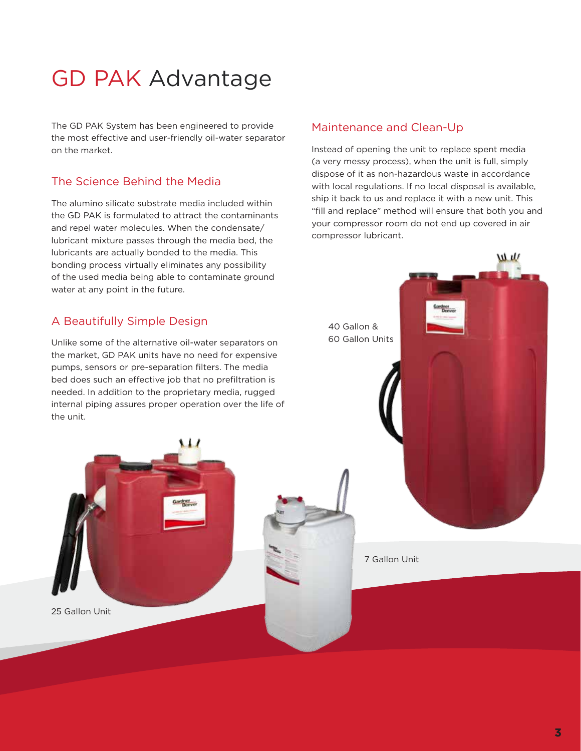# GD PAK Advantage

The GD PAK System has been engineered to provide the most effective and user-friendly oil-water separator on the market.

## The Science Behind the Media

The alumino silicate substrate media included within the GD PAK is formulated to attract the contaminants and repel water molecules. When the condensate/lubricant mixture passes through the media bed, the lubricants are actually bonded to the media. This bonding process virtually eliminates any possibility of the used media being able to contaminate ground water at any point in the future.

## A Beautifully Simple Design

Unlike some of the alternative oil-water separators on the market, GD PAK units have no need for expensive pumps, sensors or pre-separation filters. The media bed does such an effective job that no prefiltration is needed. In addition to the proprietary media, rugged internal piping assures proper operation over the life of the unit.

## Maintenance and Clean-Up

Instead of opening the unit to replace spent media (a very messy process), when the unit is full, simply dispose of it as non-hazardous waste in accordance with local regulations. If no local disposal is available, ship it back to us and replace it with a new unit. This "fill and replace" method will ensure that both you and your compressor room do not end up covered in air compressor lubricant.

40 Gallon & 60 Gallon Units

7 Gallon Unit

25 Gallon Unit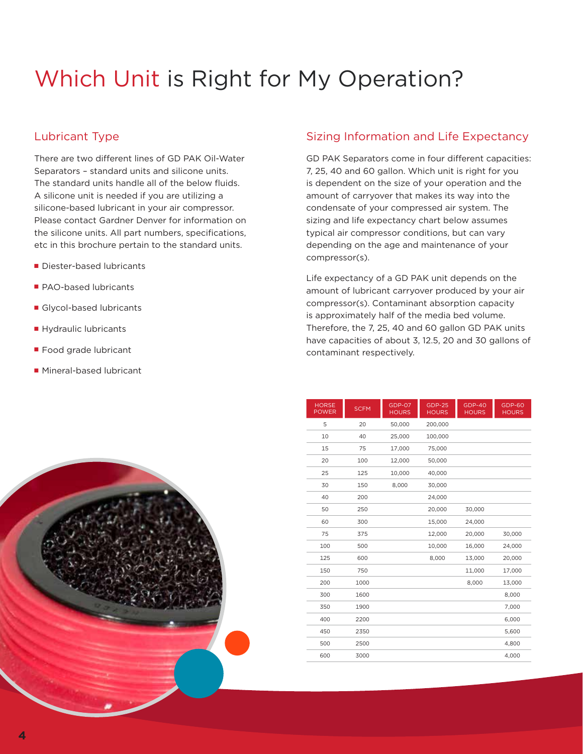# Which Unit is Right for My Operation?

## Lubricant Type

There are two different lines of GD PAK Oil-Water Separators – standard units and silicone units. The standard units handle all of the below fluids. A silicone unit is needed if you are utilizing a silicone-based lubricant in your air compressor. Please contact Gardner Denver for information on the silicone units. All part numbers, specifications, etc in this brochure pertain to the standard units.

- Diester-based lubricants
- PAO-based lubricants
- Glycol-based lubricants
- Hydraulic lubricants
- Food grade lubricant
- Mineral-based lubricant

## Sizing Information and Life Expectancy

GD PAK Separators come in four different capacities: 7, 25, 40 and 60 gallon. Which unit is right for you is dependent on the size of your operation and the amount of carryover that makes its way into the condensate of your compressed air system. The sizing and life expectancy chart below assumes typical air compressor conditions, but can vary depending on the age and maintenance of your compressor(s).

Life expectancy of a GD PAK unit depends on the amount of lubricant carryover produced by your air compressor(s). Contaminant absorption capacity is approximately half of the media bed volume. Therefore, the 7, 25, 40 and 60 gallon GD PAK units have capacities of about 3, 12.5, 20 and 30 gallons of contaminant respectively.

| HORSE POWER | SCFM | GDP-07 HOURS | GDP-25 HOURS | GDP-40 HOURS | GDP-60 HOURS |
|---|---|---|---|---|---|
| 5 | 20 | 50,000 | 200,000 | | |
| 10 | 40 | 25,000 | 100,000 | | |
| 15 | 75 | 17,000 | 75,000 | | |
| 20 | 100 | 12,000 | 50,000 | | |
| 25 | 125 | 10,000 | 40,000 | | |
| 30 | 150 | 8,000 | 30,000 | | |
| 40 | 200 | | 24,000 | | |
| 50 | 250 | | 20,000 | 30,000 | |
| 60 | 300 | | 15,000 | 24,000 | |
| 75 | 375 | | 12,000 | 20,000 | 30,000 |
| 100 | 500 | | 10,000 | 16,000 | 24,000 |
| 125 | 600 | | 8,000 | 13,000 | 20,000 |
| 150 | 750 | | | 11,000 | 17,000 |
| 200 | 1000 | | | 8,000 | 13,000 |
| 300 | 1600 | | | | 8,000 |
| 350 | 1900 | | | | 7,000 |
| 400 | 2200 | | | | 6,000 |
| 450 | 2350 | | | | 5,600 |
| 500 | 2500 | | | | 4,800 |
| 600 | 3000 | | | | 4,000 |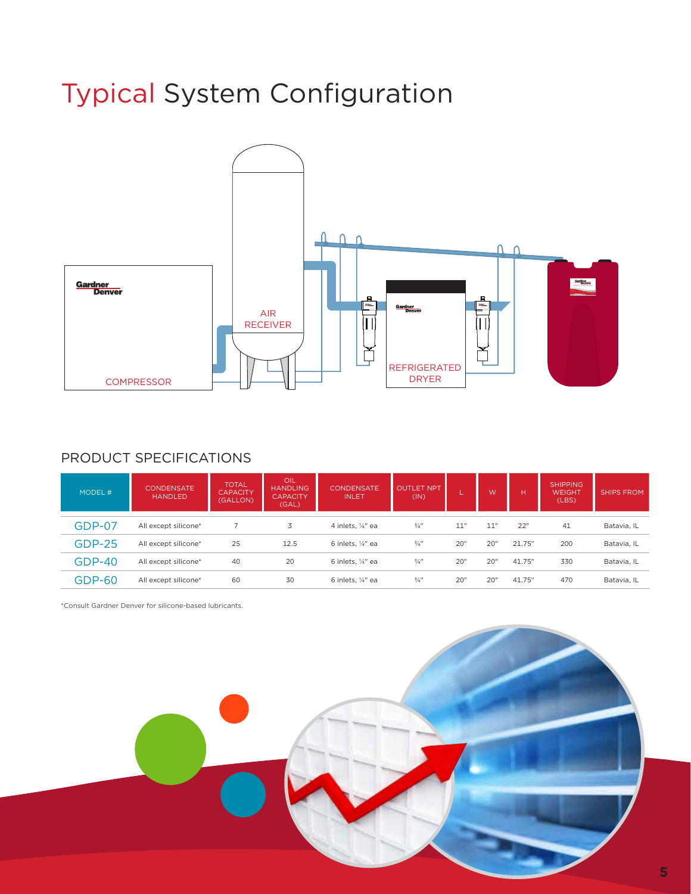# Typical System Configuration

COMPRESSOR

AIR RECEIVER

REFRIGERATED DRYER

## PRODUCT SPECIFICATIONS

| MODEL # | CONDENSATE HANDLED | TOTAL CAPACITY (GALLON) | OIL HANDLING CAPACITY (GAL) | CONDENSATE INLET | OUTLET NPT (IN) | L | W | H | SHIPPING WEIGHT (LBS) | SHIPS FROM |
|---|---|---|---|---|---|---|---|---|---|---|
| GDP-07 | All except silicone* | 7 | 3 | 4 inlets, ¼" ea | ¾" | 11" | 11" | 22" | 41 | Batavia, IL |
| GDP-25 | All except silicone* | 25 | 12.5 | 6 inlets, ¼" ea | ¾" | 20" | 20" | 21.75" | 200 | Batavia, IL |
| GDP-40 | All except silicone* | 40 | 20 | 6 inlets, ¼" ea | ¾" | 20" | 20" | 41.75" | 330 | Batavia, IL |
| GDP-60 | All except silicone* | 60 | 30 | 6 inlets, ¼" ea | ¾" | 20" | 20" | 41.75" | 470 | Batavia, IL |

*Consult Gardner Denver for silicone-based lubricants.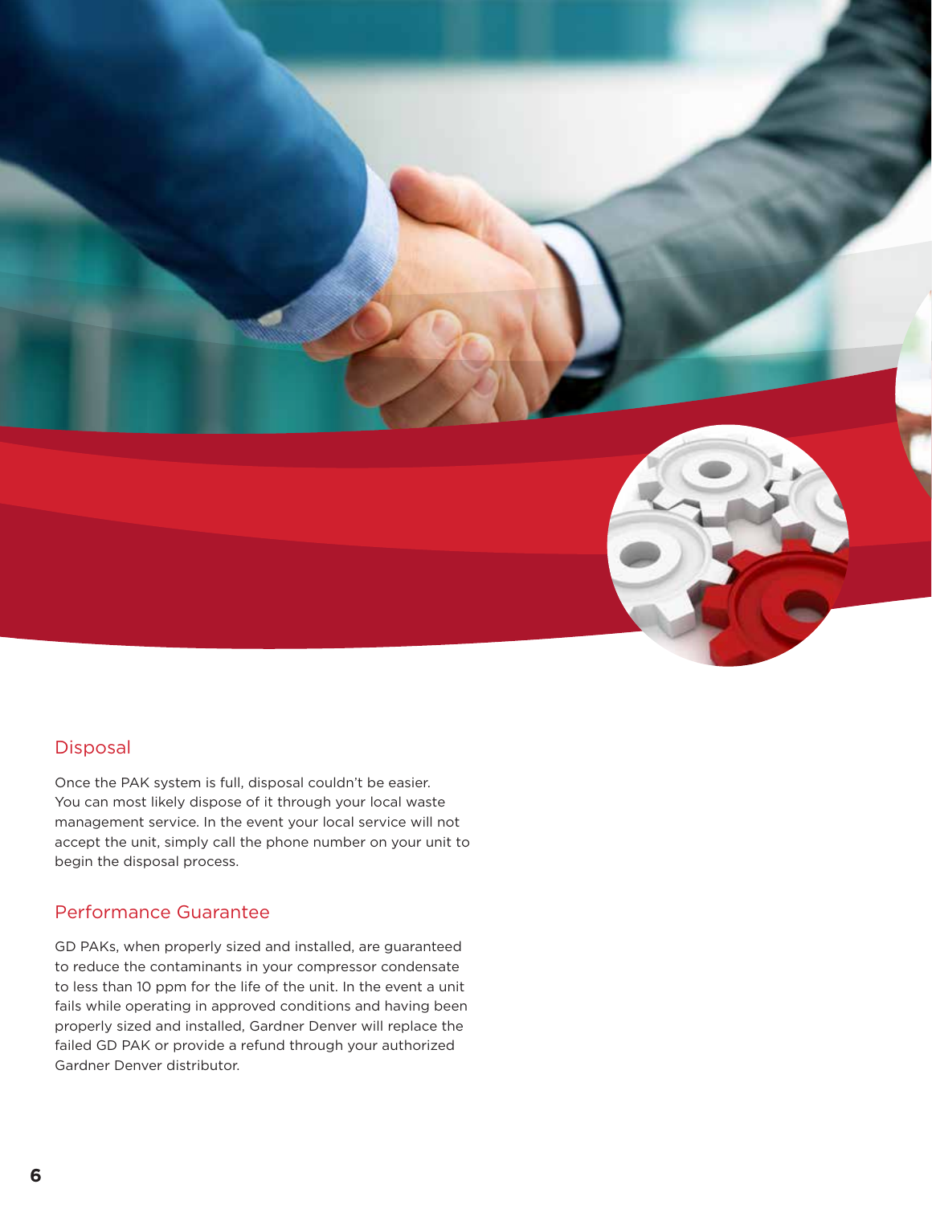## Disposal

Once the PAK system is full, disposal couldn't be easier. You can most likely dispose of it through your local waste management service. In the event your local service will not accept the unit, simply call the phone number on your unit to begin the disposal process.

## Performance Guarantee

GD PAKs, when properly sized and installed, are guaranteed to reduce the contaminants in your compressor condensate to less than 10 ppm for the life of the unit. In the event a unit fails while operating in approved conditions and having been properly sized and installed, Gardner Denver will replace the failed GD PAK or provide a refund through your authorized Gardner Denver distributor.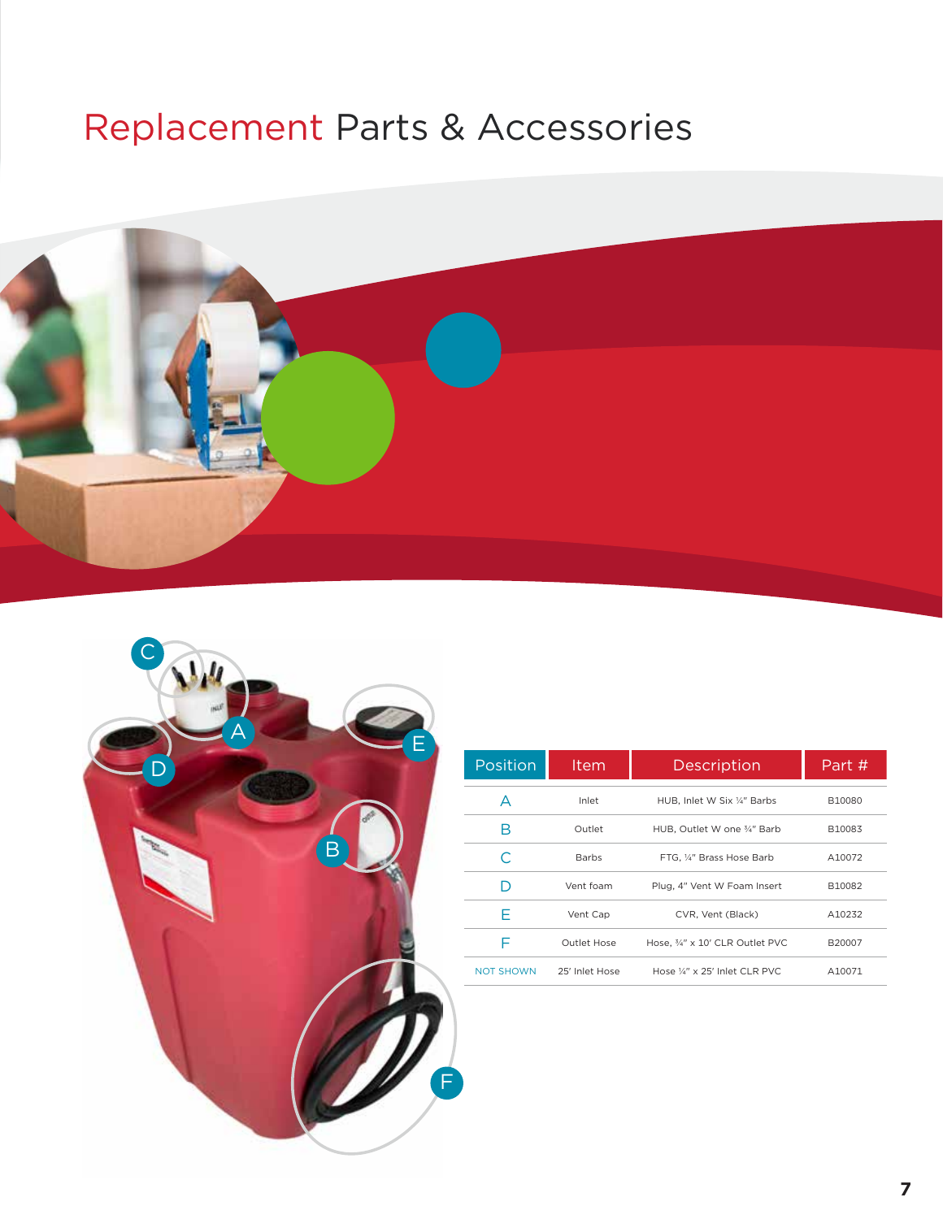# Replacement Parts & Accessories

| Position | Item | Description | Part # |
|---|---|---|---|
| A | Inlet | HUB, Inlet W Six ¼" Barbs | B10080 |
| B | Outlet | HUB, Outlet W one ¾" Barb | B10083 |
| C | Barbs | FTG, ¼" Brass Hose Barb | A10072 |
| D | Vent foam | Plug, 4" Vent W Foam Insert | B10082 |
| E | Vent Cap | CVR, Vent (Black) | A10232 |
| F | Outlet Hose | Hose, ¾" x 10' CLR Outlet PVC | B20007 |
| NOT SHOWN | 25' Inlet Hose | Hose ¼" x 25' Inlet CLR PVC | A10071 |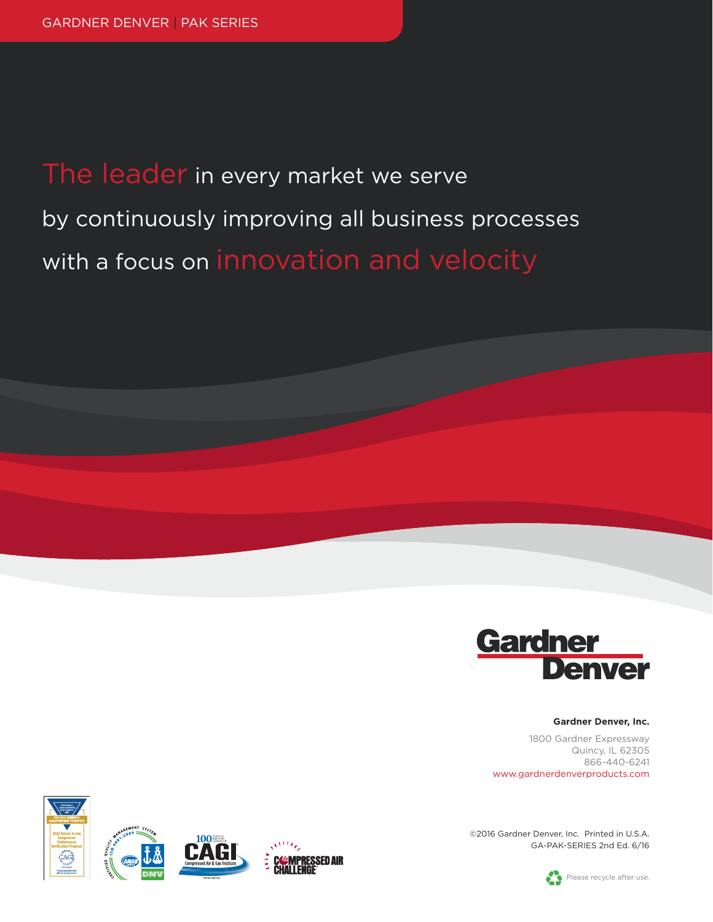The leader in every market we serve

by continuously improving all business processes

with a focus on innovation and velocity

**Gardner Denver, Inc.**

1800 Gardner Expressway
Quincy, IL 62305
866-440-6241
www.gardnerdenverproducts.com

©2016 Gardner Denver, Inc. Printed in U.S.A.
GA-PAK-SERIES 2nd Ed. 6/16

Please recycle after use.